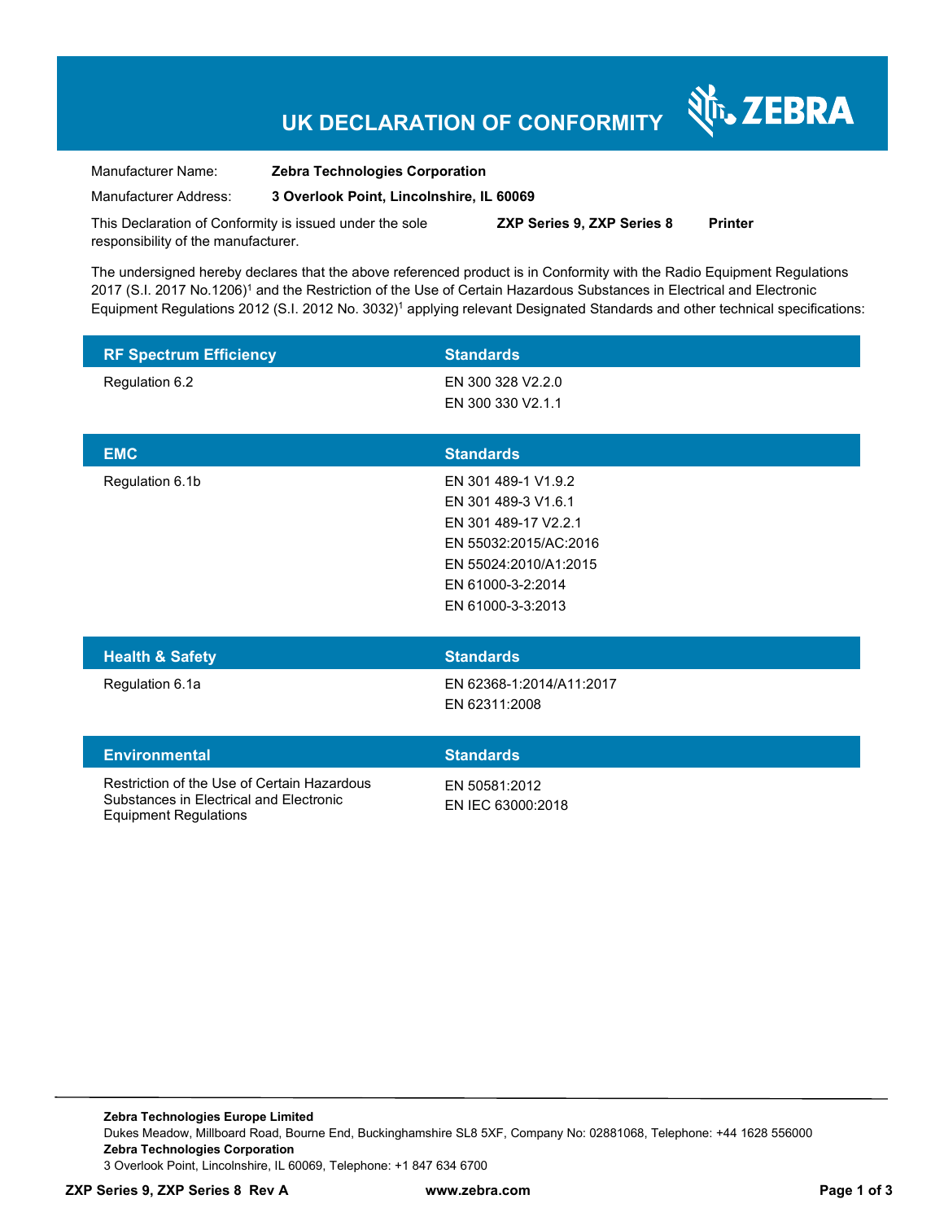# UK DECLARATION OF CONFORMITY

ZEBRA

Manufacturer Name: **Zebra Technologies Corporation**

Manufacturer Address: **3 Overlook Point, Lincolnshire, IL 60069**

This Declaration of Conformity is issued under the sole responsibility of the manufacturer. **ZXP Series 9, ZXP Series 8** **Printer**

The undersigned hereby declares that the above referenced product is in Conformity with the Radio Equipment Regulations 2017 (S.I. 2017 No.1206)[1] and the Restriction of the Use of Certain Hazardous Substances in Electrical and Electronic Equipment Regulations 2012 (S.I. 2012 No. 3032)[1] applying relevant Designated Standards and other technical specifications:

| RF Spectrum Efficiency | Standards |
|---|---|
| Regulation 6.2 | EN 300 328 V2.2.0<br>EN 300 330 V2.1.1 |

| EMC | Standards |
|---|---|
| Regulation 6.1b | EN 301 489-1 V1.9.2<br>EN 301 489-3 V1.6.1<br>EN 301 489-17 V2.2.1<br>EN 55032:2015/AC:2016<br>EN 55024:2010/A1:2015<br>EN 61000-3-2:2014<br>EN 61000-3-3:2013 |

| Health & Safety | Standards |
|---|---|
| Regulation 6.1a | EN 62368-1:2014/A11:2017<br>EN 62311:2008 |

| Environmental | Standards |
|---|---|
| Restriction of the Use of Certain Hazardous Substances in Electrical and Electronic Equipment Regulations | EN 50581:2012<br>EN IEC 63000:2018 |

**Zebra Technologies Europe Limited**
Dukes Meadow, Millboard Road, Bourne End, Buckinghamshire SL8 5XF, Company No: 02881068, Telephone: +44 1628 556000
**Zebra Technologies Corporation**
3 Overlook Point, Lincolnshire, IL 60069, Telephone: +1 847 634 6700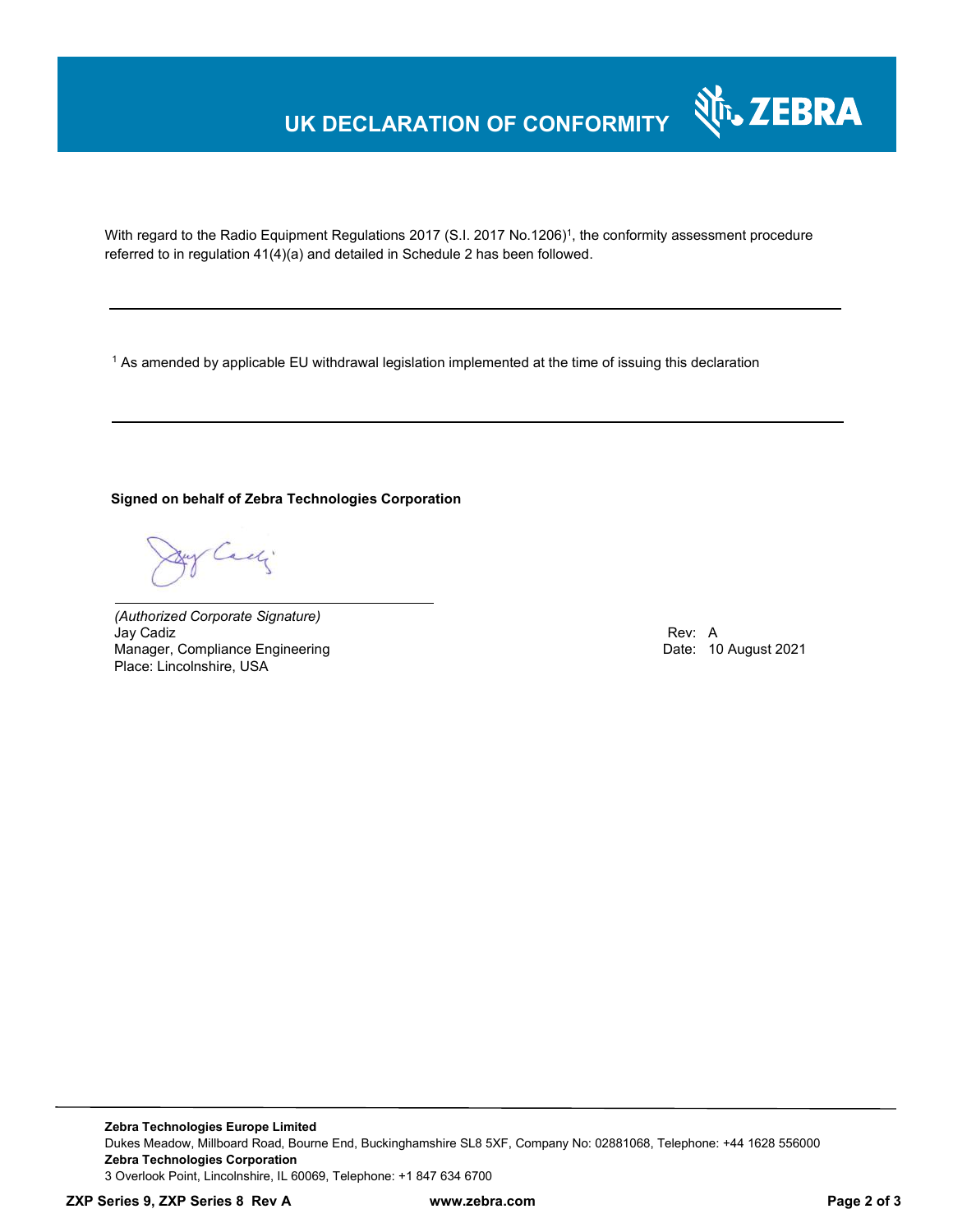# UK DECLARATION OF CONFORMITY

With regard to the Radio Equipment Regulations 2017 (S.I. 2017 No.1206)[1], the conformity assessment procedure referred to in regulation 41(4)(a) and detailed in Schedule 2 has been followed.

---

[1] As amended by applicable EU withdrawal legislation implemented at the time of issuing this declaration

---

**Signed on behalf of Zebra Technologies Corporation**

*(Authorized Corporate Signature)*
Jay Cadiz
Manager, Compliance Engineering
Place: Lincolnshire, USA

Rev: A
Date: 10 August 2021

**Zebra Technologies Europe Limited**
Dukes Meadow, Millboard Road, Bourne End, Buckinghamshire SL8 5XF, Company No: 02881068, Telephone: +44 1628 556000
**Zebra Technologies Corporation**
3 Overlook Point, Lincolnshire, IL 60069, Telephone: +1 847 634 6700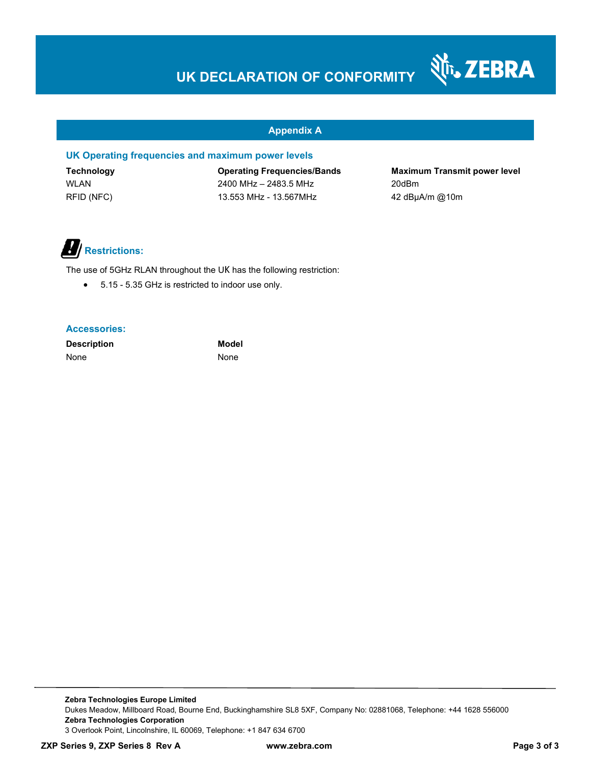# UK DECLARATION OF CONFORMITY

## Appendix A

### UK Operating frequencies and maximum power levels

| Technology | Operating Frequencies/Bands | Maximum Transmit power level |
|---|---|---|
| WLAN | 2400 MHz – 2483.5 MHz | 20dBm |
| RFID (NFC) | 13.553 MHz - 13.567MHz | 42 dBµA/m @10m |

### Restrictions:

The use of 5GHz RLAN throughout the UK has the following restriction:

- 5.15 - 5.35 GHz is restricted to indoor use only.

### Accessories:

| Description | Model |
|---|---|
| None | None |

**Zebra Technologies Europe Limited**
Dukes Meadow, Millboard Road, Bourne End, Buckinghamshire SL8 5XF, Company No: 02881068, Telephone: +44 1628 556000
**Zebra Technologies Corporation**
3 Overlook Point, Lincolnshire, IL 60069, Telephone: +1 847 634 6700